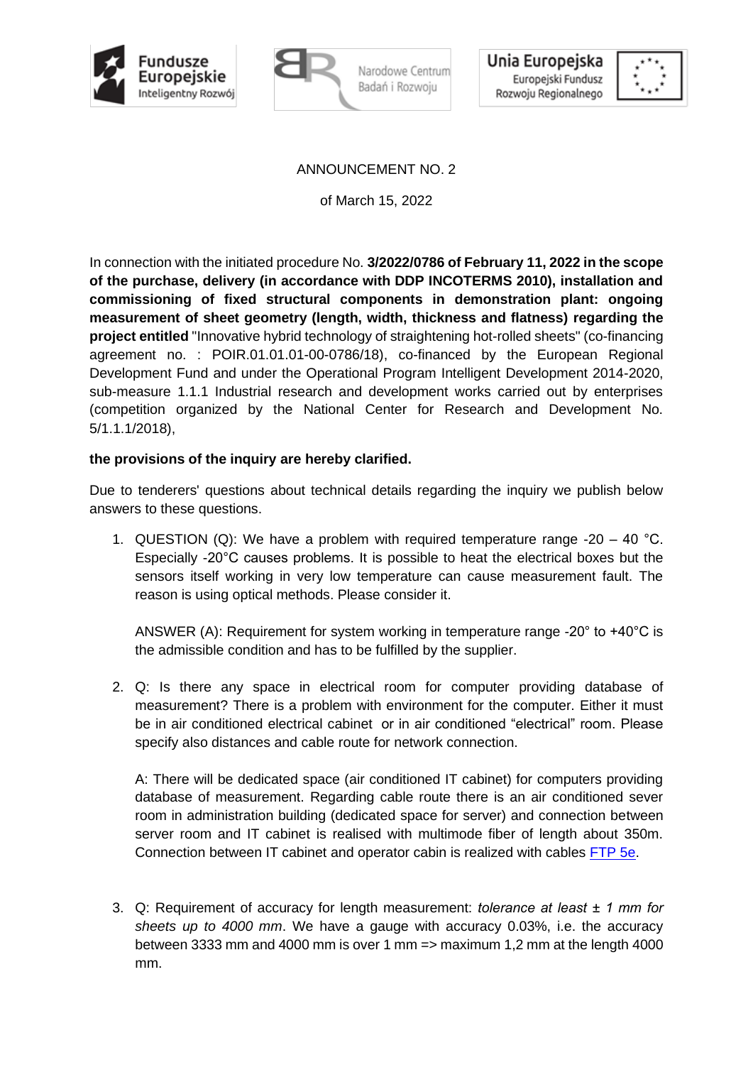ANNOUNCEMENT NO. 2

of March 15, 2022

In connection with the initiated procedure No. **3/2022/0786 of February 11, 2022 in the scope of the purchase, delivery (in accordance with DDP INCOTERMS 2010), installation and commissioning of fixed structural components in demonstration plant: ongoing measurement of sheet geometry (length, width, thickness and flatness) regarding the project entitled** "Innovative hybrid technology of straightening hot-rolled sheets" (co-financing agreement no. : POIR.01.01.01-00-0786/18), co-financed by the European Regional Development Fund and under the Operational Program Intelligent Development 2014-2020, sub-measure 1.1.1 Industrial research and development works carried out by enterprises (competition organized by the National Center for Research and Development No. 5/1.1.1/2018),

**the provisions of the inquiry are hereby clarified.**

Due to tenderers' questions about technical details regarding the inquiry we publish below answers to these questions.

1. QUESTION (Q): We have a problem with required temperature range -20 – 40 °C. Especially -20°C causes problems. It is possible to heat the electrical boxes but the sensors itself working in very low temperature can cause measurement fault. The reason is using optical methods. Please consider it.

   ANSWER (A): Requirement for system working in temperature range -20° to +40°C is the admissible condition and has to be fulfilled by the supplier.

2. Q: Is there any space in electrical room for computer providing database of measurement? There is a problem with environment for the computer. Either it must be in air conditioned electrical cabinet or in air conditioned "electrical" room. Please specify also distances and cable route for network connection.

   A: There will be dedicated space (air conditioned IT cabinet) for computers providing database of measurement. Regarding cable route there is an air conditioned sever room in administration building (dedicated space for server) and connection between server room and IT cabinet is realised with multimode fiber of length about 350m. Connection between IT cabinet and operator cabin is realized with cables FTP 5e.

3. Q: Requirement of accuracy for length measurement: *tolerance at least ± 1 mm for sheets up to 4000 mm*. We have a gauge with accuracy 0.03%, i.e. the accuracy between 3333 mm and 4000 mm is over 1 mm => maximum 1,2 mm at the length 4000 mm.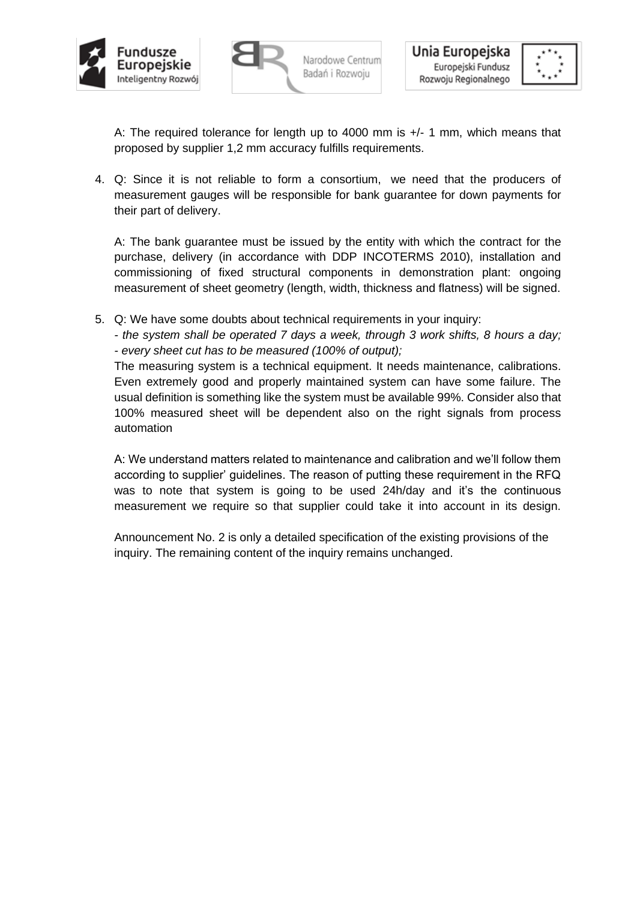A: The required tolerance for length up to 4000 mm is +/- 1 mm, which means that proposed by supplier 1,2 mm accuracy fulfills requirements.

4. Q: Since it is not reliable to form a consortium, we need that the producers of measurement gauges will be responsible for bank guarantee for down payments for their part of delivery.

   A: The bank guarantee must be issued by the entity with which the contract for the purchase, delivery (in accordance with DDP INCOTERMS 2010), installation and commissioning of fixed structural components in demonstration plant: ongoing measurement of sheet geometry (length, width, thickness and flatness) will be signed.

5. Q: We have some doubts about technical requirements in your inquiry:
   - *the system shall be operated 7 days a week, through 3 work shifts, 8 hours a day;*
   - *every sheet cut has to be measured (100% of output);*

   The measuring system is a technical equipment. It needs maintenance, calibrations. Even extremely good and properly maintained system can have some failure. The usual definition is something like the system must be available 99%. Consider also that 100% measured sheet will be dependent also on the right signals from process automation

   A: We understand matters related to maintenance and calibration and we'll follow them according to supplier' guidelines. The reason of putting these requirement in the RFQ was to note that system is going to be used 24h/day and it's the continuous measurement we require so that supplier could take it into account in its design.

   Announcement No. 2 is only a detailed specification of the existing provisions of the inquiry. The remaining content of the inquiry remains unchanged.